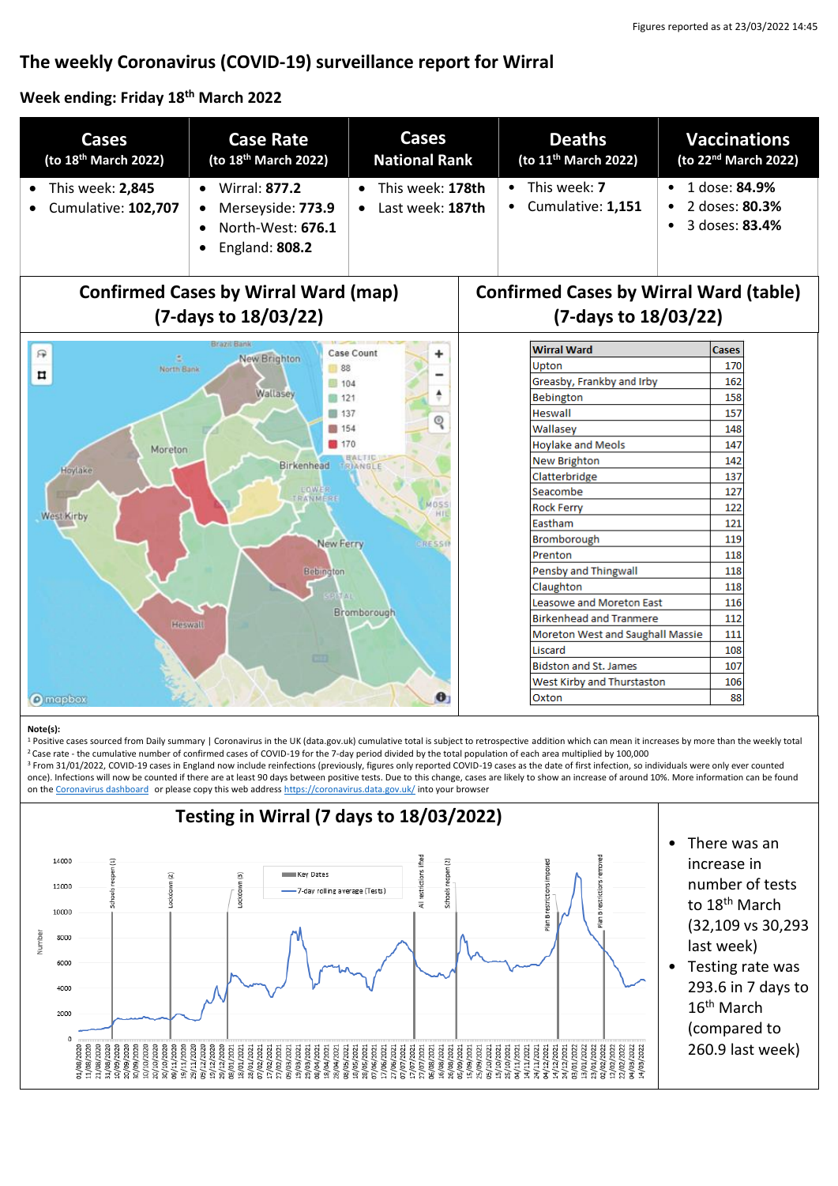Figures reported as at 23/03/2022 14:45

# The weekly Coronavirus (COVID-19) surveillance report for Wirral

## Week ending: Friday 18th March 2022

| Cases (to 18th March 2022) | Case Rate (to 18th March 2022) | Cases National Rank | Deaths (to 11th March 2022) | Vaccinations (to 22nd March 2022) |
|---|---|---|---|---|
| • This week: **2,845**<br>• Cumulative: **102,707** | • Wirral: **877.2**<br>• Merseyside: **773.9**<br>• North-West: **676.1**<br>• England: **808.2** | • This week: **178th**<br>• Last week: **187th** | • This week: **7**<br>• Cumulative: **1,151** | • 1 dose: **84.9%**<br>• 2 doses: **80.3%**<br>• 3 doses: **83.4%** |

## Confirmed Cases by Wirral Ward (map) (7-days to 18/03/22)

Case Count: 88, 104, 121, 137, 154, 170

## Confirmed Cases by Wirral Ward (table) (7-days to 18/03/22)

| Wirral Ward | Cases |
|---|---|
| Upton | 170 |
| Greasby, Frankby and Irby | 162 |
| Bebington | 158 |
| Heswall | 157 |
| Wallasey | 148 |
| Hoylake and Meols | 147 |
| New Brighton | 142 |
| Clatterbridge | 137 |
| Seacombe | 127 |
| Rock Ferry | 122 |
| Eastham | 121 |
| Bromborough | 119 |
| Prenton | 118 |
| Pensby and Thingwall | 118 |
| Claughton | 118 |
| Leasowe and Moreton East | 116 |
| Birkenhead and Tranmere | 112 |
| Moreton West and Saughall Massie | 111 |
| Liscard | 108 |
| Bidston and St. James | 107 |
| West Kirby and Thurstaston | 106 |
| Oxton | 88 |

**Note(s):**

[1] Positive cases sourced from Daily summary | Coronavirus in the UK (data.gov.uk) cumulative total is subject to retrospective addition which can mean it increases by more than the weekly total

[2] Case rate - the cumulative number of confirmed cases of COVID-19 for the 7-day period divided by the total population of each area multiplied by 100,000

[3] From 31/01/2022, COVID-19 cases in England now include reinfections (previously, figures only reported COVID-19 cases as the date of first infection, so individuals were only ever counted once). Infections will now be counted if there are at least 90 days between positive tests. Due to this change, cases are likely to show an increase of around 10%. More information can be found on the Coronavirus dashboard or please copy this web address https://coronavirus.data.gov.uk/ into your browser

## Testing in Wirral (7 days to 18/03/2022)

- There was an increase in number of tests to 18th March (32,109 vs 30,293 last week)
- Testing rate was 293.6 in 7 days to 16th March (compared to 260.9 last week)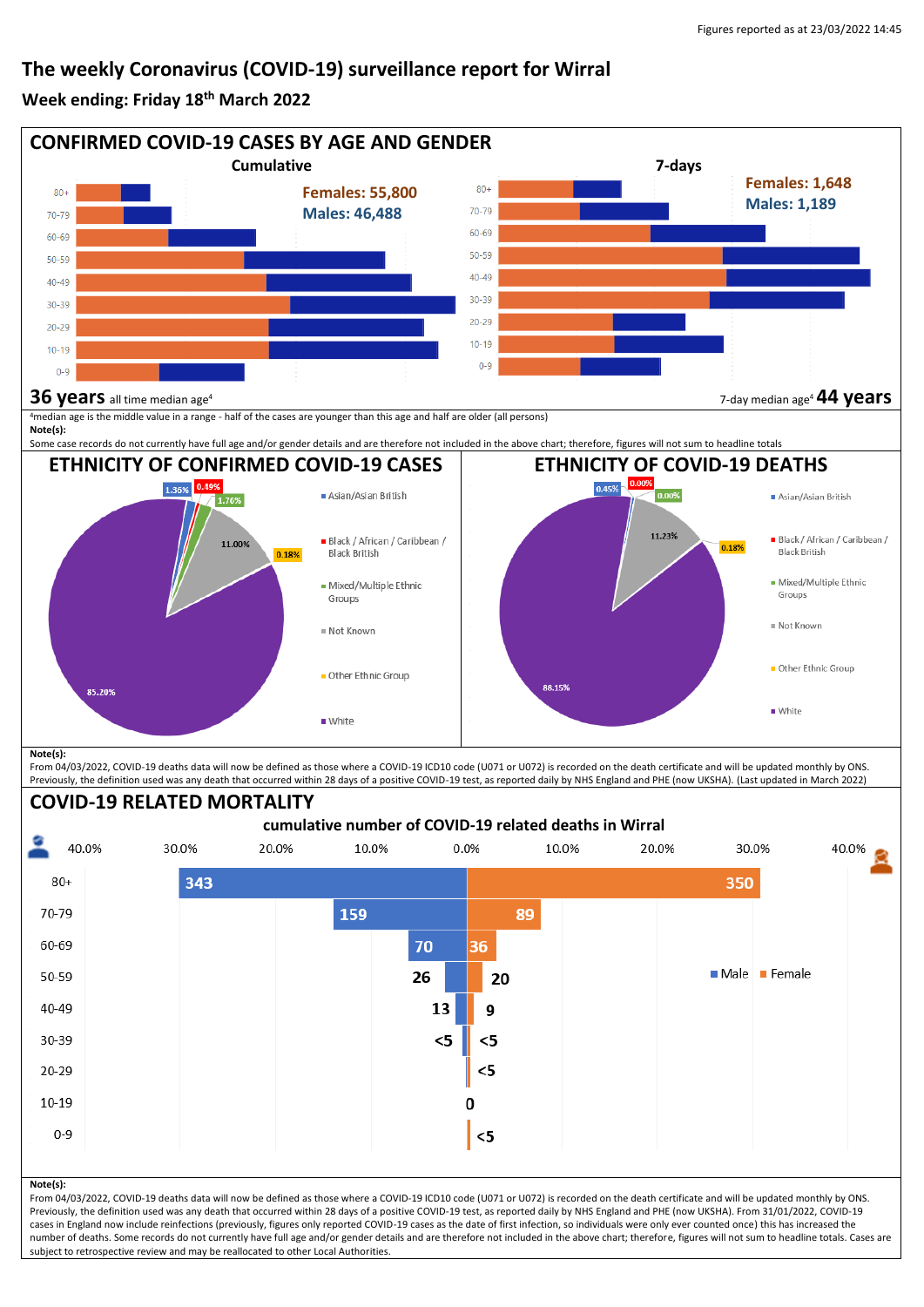Figures reported as at 23/03/2022 14:45

# The weekly Coronavirus (COVID-19) surveillance report for Wirral

**Week ending: Friday 18th March 2022**

## CONFIRMED COVID-19 CASES BY AGE AND GENDER

**Cumulative**

Females: 55,800
Males: 46,488

Age bands: 80+, 70-79, 60-69, 50-59, 40-49, 30-39, 20-29, 10-19, 0-9

**7-days**

Females: 1,648
Males: 1,189

Age bands: 80+, 70-79, 60-69, 50-59, 40-49, 30-39, 20-29, 10-19, 0-9

**36 years** all time median age[4]

7-day median age[4] **44 years**

[4]median age is the middle value in a range - half of the cases are younger than this age and half are older (all persons)

**Note(s):**
Some case records do not currently have full age and/or gender details and are therefore not included in the above chart; therefore, figures will not sum to headline totals

## ETHNICITY OF CONFIRMED COVID-19 CASES

| Ethnicity | % |
|---|---|
| Asian/Asian British | 1.36% |
| Black / African / Caribbean / Black British | 0.49% |
| Mixed/Multiple Ethnic Groups | 1.76% |
| Not Known | 11.00% |
| Other Ethnic Group | 0.18% |
| White | 85.20% |

## ETHNICITY OF COVID-19 DEATHS

| Ethnicity | % |
|---|---|
| Asian/Asian British | 0.45% |
| Black / African / Caribbean / Black British | 0.00% |
| Mixed/Multiple Ethnic Groups | 0.00% |
| Not Known | 11.23% |
| Other Ethnic Group | 0.18% |
| White | 88.15% |

**Note(s):**
From 04/03/2022, COVID-19 deaths data will now be defined as those where a COVID-19 ICD10 code (U071 or U072) is recorded on the death certificate and will be updated monthly by ONS. Previously, the definition used was any death that occurred within 28 days of a positive COVID-19 test, as reported daily by NHS England and PHE (now UKSHA). (Last updated in March 2022)

## COVID-19 RELATED MORTALITY

**cumulative number of COVID-19 related deaths in Wirral**

| Age | Male | Female |
|---|---|---|
| 80+ | 343 | 350 |
| 70-79 | 159 | 89 |
| 60-69 | 70 | 36 |
| 50-59 | 26 | 20 |
| 40-49 | 13 | 9 |
| 30-39 | <5 | <5 |
| 20-29 | | <5 |
| 10-19 | 0 | |
| 0-9 | | <5 |

**Note(s):**
From 04/03/2022, COVID-19 deaths data will now be defined as those where a COVID-19 ICD10 code (U071 or U072) is recorded on the death certificate and will be updated monthly by ONS. Previously, the definition used was any death that occurred within 28 days of a positive COVID-19 test, as reported daily by NHS England and PHE (now UKSHA). From 31/01/2022, COVID-19 cases in England now include reinfections (previously, figures only reported COVID-19 cases as the date of first infection, so individuals were only ever counted once) this has increased the number of deaths. Some records do not currently have full age and/or gender details and are therefore not included in the above chart; therefore, figures will not sum to headline totals. Cases are subject to retrospective review and may be reallocated to other Local Authorities.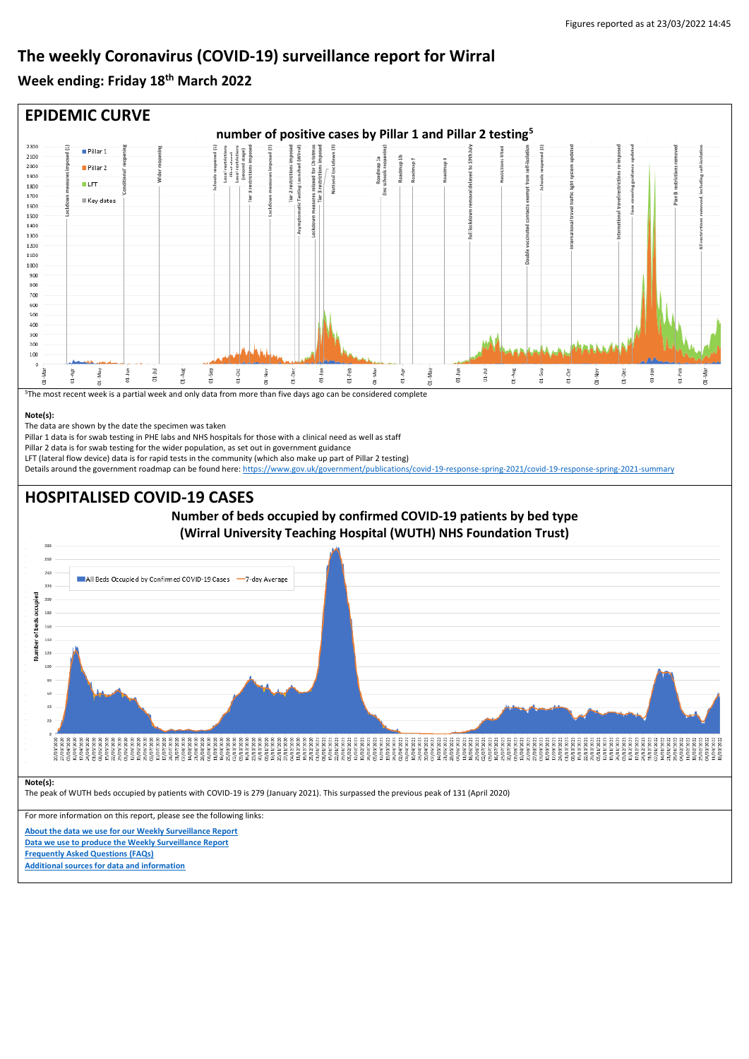Figures reported as at 23/03/2022 14:45

# The weekly Coronavirus (COVID-19) surveillance report for Wirral

## Week ending: Friday 18th March 2022

## EPIDEMIC CURVE

### number of positive cases by Pillar 1 and Pillar 2 testing[5]

Pillar 1
Pillar 2
LFT
Key dates

Lockdown measures imposed (1)
'Conditional' reopening
Wider reopening
Schools reopened (1)
Local restrictions (first stage)
Local restrictions (second stage)
Tier 3 restrictions imposed
Lockdown measures imposed (2)
Tier 2 restrictions imposed
Asymptomatic Testing Launched (Wirral)
Lockdown measures relaxed for Christmas
Tier 3 restrictions imposed
National Lockdown (3)
Roadmap 1a (inc schools reopening)
Roadmap 1b
Roadmap 2
Roadmap 3
Full lockdown removal delayed to 19th July
Restrictions lifted
Double vaccinated contacts exempt from self-isolation
Schools reopened (2)
International travel traffic light system updated
International travel restrictions re-imposed
Face covering guidance updated
Plan B restrictions removed
All restrictions removed, including self-isolation

[5]The most recent week is a partial week and only data from more than five days ago can be considered complete

**Note(s):**

The data are shown by the date the specimen was taken
Pillar 1 data is for swab testing in PHE labs and NHS hospitals for those with a clinical need as well as staff
Pillar 2 data is for swab testing for the wider population, as set out in government guidance
LFT (lateral flow device) data is for rapid tests in the community (which also make up part of Pillar 2 testing)
Details around the government roadmap can be found here: https://www.gov.uk/government/publications/covid-19-response-spring-2021/covid-19-response-spring-2021-summary

## HOSPITALISED COVID-19 CASES

### Number of beds occupied by confirmed COVID-19 patients by bed type (Wirral University Teaching Hospital (WUTH) NHS Foundation Trust)

All Beds Occupied by Confirmed COVID-19 Cases
7-day Average
Number of beds occupied

**Note(s):**

The peak of WUTH beds occupied by patients with COVID-19 is 279 (January 2021). This surpassed the previous peak of 131 (April 2020)

For more information on this report, please see the following links:

**About the data we use for our Weekly Surveillance Report**
**Data we use to produce the Weekly Surveillance Report**
**Frequently Asked Questions (FAQs)**
**Additional sources for data and information**